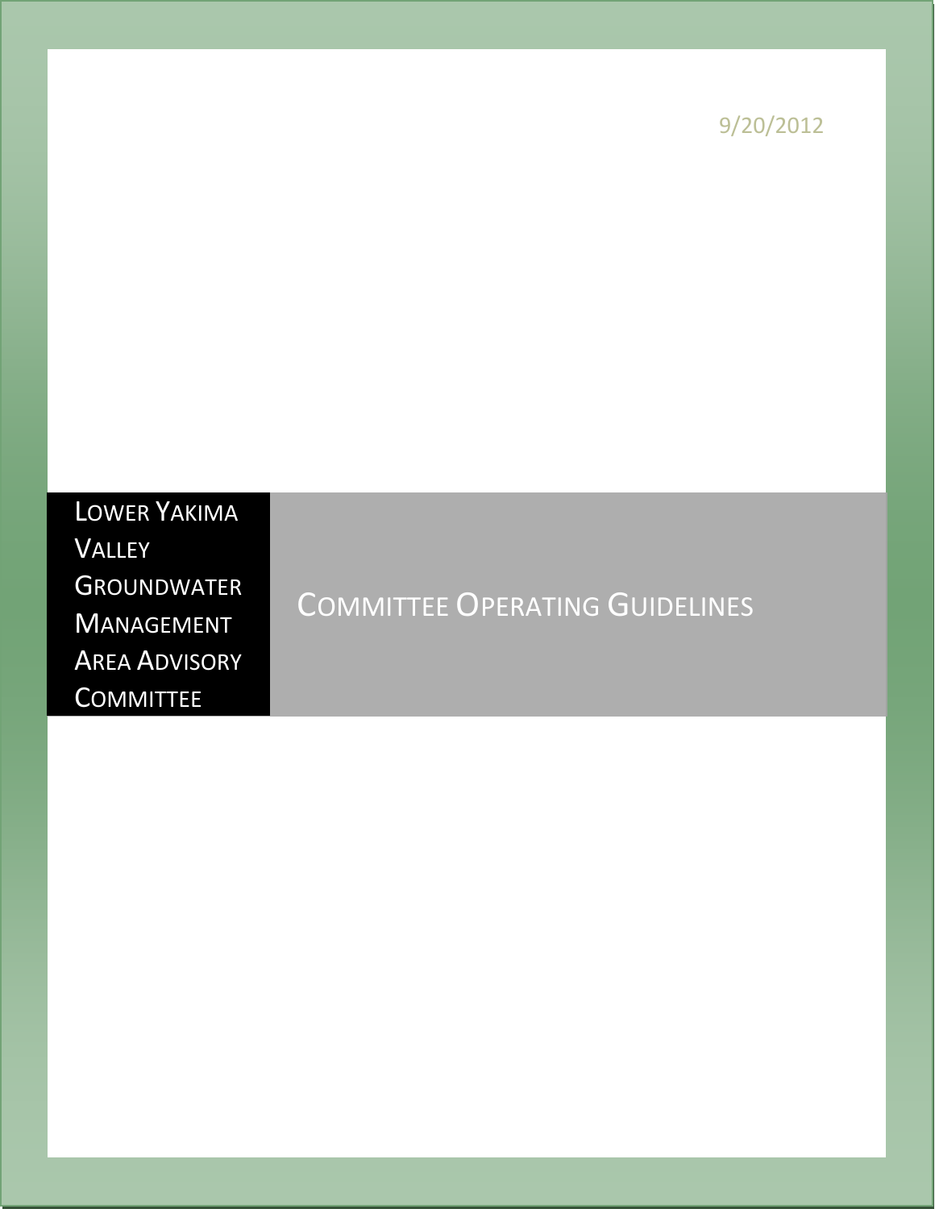9/20/2012

# Lower Yakima Valley Groundwater Management Area Advisory Committee

## Committee Operating Guidelines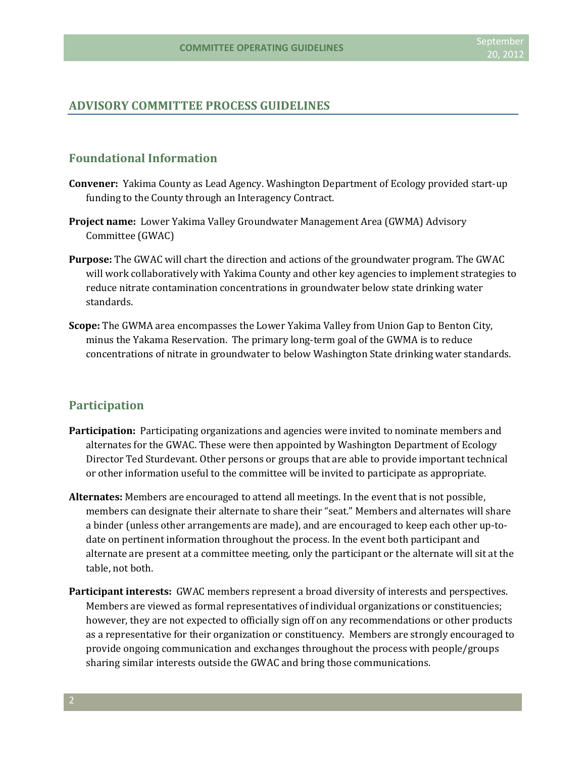## ADVISORY COMMITTEE PROCESS GUIDELINES

### Foundational Information

**Convener:** Yakima County as Lead Agency. Washington Department of Ecology provided start-up funding to the County through an Interagency Contract.

**Project name:** Lower Yakima Valley Groundwater Management Area (GWMA) Advisory Committee (GWAC)

**Purpose:** The GWAC will chart the direction and actions of the groundwater program. The GWAC will work collaboratively with Yakima County and other key agencies to implement strategies to reduce nitrate contamination concentrations in groundwater below state drinking water standards.

**Scope:** The GWMA area encompasses the Lower Yakima Valley from Union Gap to Benton City, minus the Yakama Reservation. The primary long-term goal of the GWMA is to reduce concentrations of nitrate in groundwater to below Washington State drinking water standards.

### Participation

**Participation:** Participating organizations and agencies were invited to nominate members and alternates for the GWAC. These were then appointed by Washington Department of Ecology Director Ted Sturdevant. Other persons or groups that are able to provide important technical or other information useful to the committee will be invited to participate as appropriate.

**Alternates:** Members are encouraged to attend all meetings. In the event that is not possible, members can designate their alternate to share their "seat." Members and alternates will share a binder (unless other arrangements are made), and are encouraged to keep each other up-to-date on pertinent information throughout the process. In the event both participant and alternate are present at a committee meeting, only the participant or the alternate will sit at the table, not both.

**Participant interests:** GWAC members represent a broad diversity of interests and perspectives. Members are viewed as formal representatives of individual organizations or constituencies; however, they are not expected to officially sign off on any recommendations or other products as a representative for their organization or constituency. Members are strongly encouraged to provide ongoing communication and exchanges throughout the process with people/groups sharing similar interests outside the GWAC and bring those communications.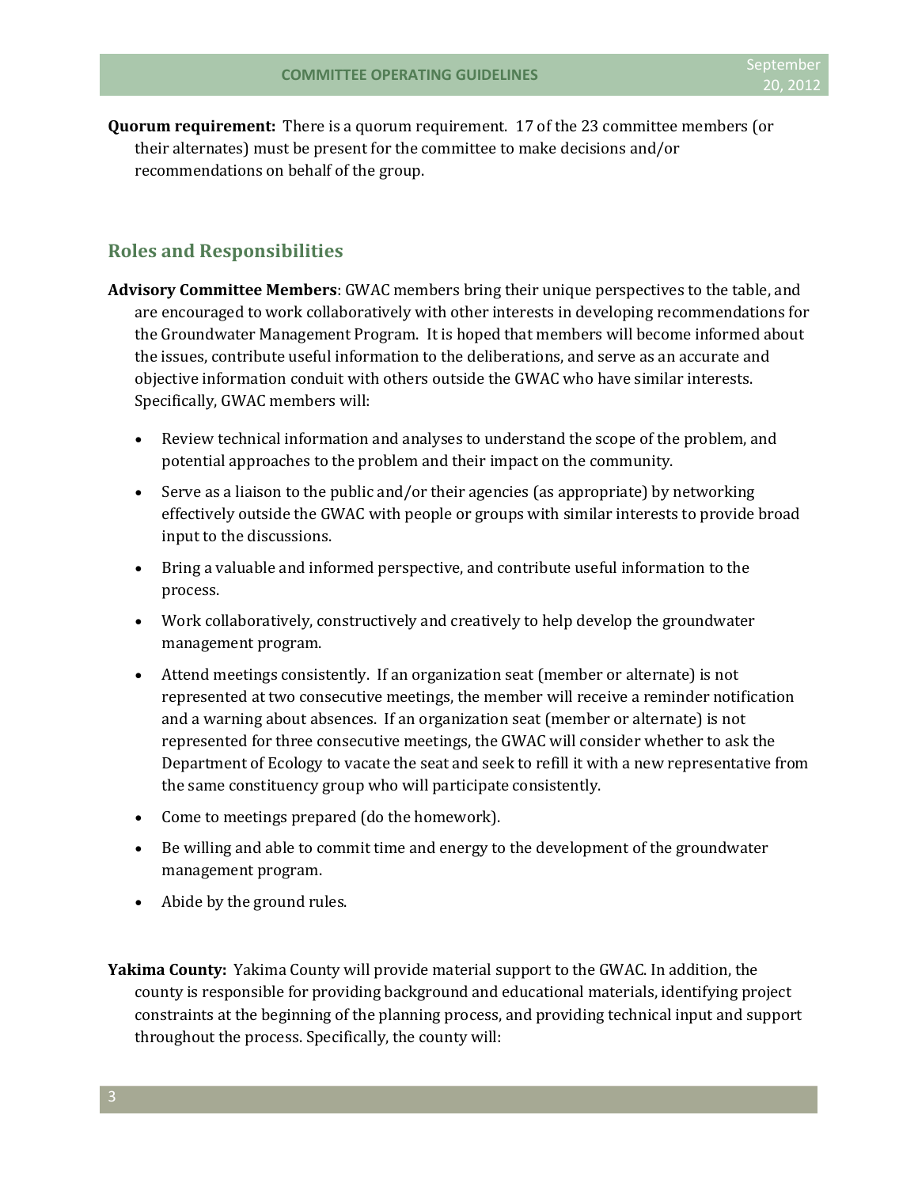**Quorum requirement:** There is a quorum requirement. 17 of the 23 committee members (or their alternates) must be present for the committee to make decisions and/or recommendations on behalf of the group.

## Roles and Responsibilities

**Advisory Committee Members**: GWAC members bring their unique perspectives to the table, and are encouraged to work collaboratively with other interests in developing recommendations for the Groundwater Management Program. It is hoped that members will become informed about the issues, contribute useful information to the deliberations, and serve as an accurate and objective information conduit with others outside the GWAC who have similar interests. Specifically, GWAC members will:

- Review technical information and analyses to understand the scope of the problem, and potential approaches to the problem and their impact on the community.
- Serve as a liaison to the public and/or their agencies (as appropriate) by networking effectively outside the GWAC with people or groups with similar interests to provide broad input to the discussions.
- Bring a valuable and informed perspective, and contribute useful information to the process.
- Work collaboratively, constructively and creatively to help develop the groundwater management program.
- Attend meetings consistently. If an organization seat (member or alternate) is not represented at two consecutive meetings, the member will receive a reminder notification and a warning about absences. If an organization seat (member or alternate) is not represented for three consecutive meetings, the GWAC will consider whether to ask the Department of Ecology to vacate the seat and seek to refill it with a new representative from the same constituency group who will participate consistently.
- Come to meetings prepared (do the homework).
- Be willing and able to commit time and energy to the development of the groundwater management program.
- Abide by the ground rules.

**Yakima County:** Yakima County will provide material support to the GWAC. In addition, the county is responsible for providing background and educational materials, identifying project constraints at the beginning of the planning process, and providing technical input and support throughout the process. Specifically, the county will: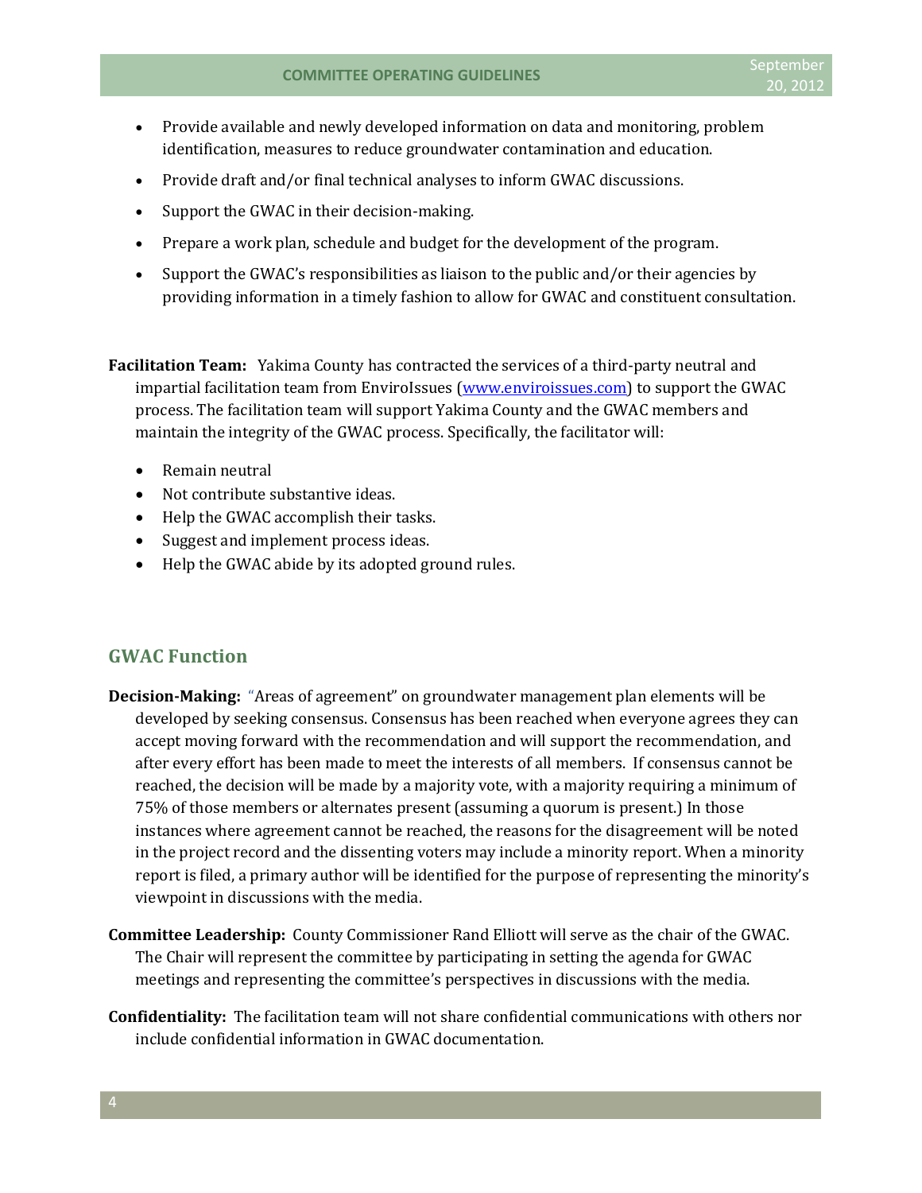- Provide available and newly developed information on data and monitoring, problem identification, measures to reduce groundwater contamination and education.
- Provide draft and/or final technical analyses to inform GWAC discussions.
- Support the GWAC in their decision-making.
- Prepare a work plan, schedule and budget for the development of the program.
- Support the GWAC's responsibilities as liaison to the public and/or their agencies by providing information in a timely fashion to allow for GWAC and constituent consultation.

**Facilitation Team:** Yakima County has contracted the services of a third-party neutral and impartial facilitation team from EnviroIssues ([www.enviroissues.com](http://www.enviroissues.com)) to support the GWAC process. The facilitation team will support Yakima County and the GWAC members and maintain the integrity of the GWAC process. Specifically, the facilitator will:

- Remain neutral
- Not contribute substantive ideas.
- Help the GWAC accomplish their tasks.
- Suggest and implement process ideas.
- Help the GWAC abide by its adopted ground rules.

## GWAC Function

**Decision-Making:** "Areas of agreement" on groundwater management plan elements will be developed by seeking consensus. Consensus has been reached when everyone agrees they can accept moving forward with the recommendation and will support the recommendation, and after every effort has been made to meet the interests of all members. If consensus cannot be reached, the decision will be made by a majority vote, with a majority requiring a minimum of 75% of those members or alternates present (assuming a quorum is present.) In those instances where agreement cannot be reached, the reasons for the disagreement will be noted in the project record and the dissenting voters may include a minority report. When a minority report is filed, a primary author will be identified for the purpose of representing the minority's viewpoint in discussions with the media.

**Committee Leadership:** County Commissioner Rand Elliott will serve as the chair of the GWAC. The Chair will represent the committee by participating in setting the agenda for GWAC meetings and representing the committee's perspectives in discussions with the media.

**Confidentiality:** The facilitation team will not share confidential communications with others nor include confidential information in GWAC documentation.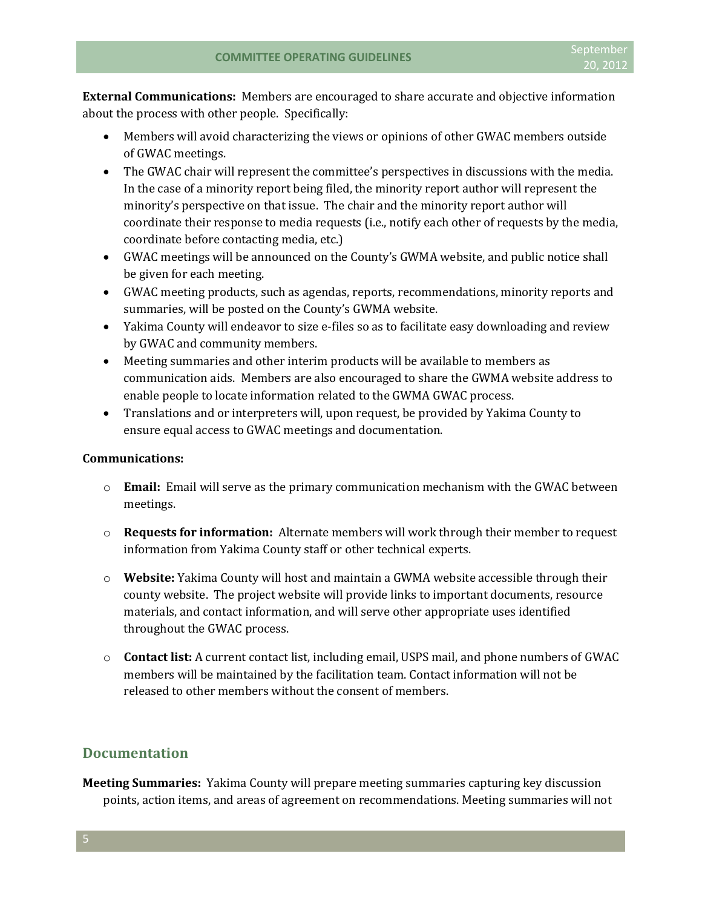**External Communications:** Members are encouraged to share accurate and objective information about the process with other people. Specifically:

- Members will avoid characterizing the views or opinions of other GWAC members outside of GWAC meetings.
- The GWAC chair will represent the committee's perspectives in discussions with the media. In the case of a minority report being filed, the minority report author will represent the minority's perspective on that issue. The chair and the minority report author will coordinate their response to media requests (i.e., notify each other of requests by the media, coordinate before contacting media, etc.)
- GWAC meetings will be announced on the County's GWMA website, and public notice shall be given for each meeting.
- GWAC meeting products, such as agendas, reports, recommendations, minority reports and summaries, will be posted on the County's GWMA website.
- Yakima County will endeavor to size e-files so as to facilitate easy downloading and review by GWAC and community members.
- Meeting summaries and other interim products will be available to members as communication aids. Members are also encouraged to share the GWMA website address to enable people to locate information related to the GWMA GWAC process.
- Translations and or interpreters will, upon request, be provided by Yakima County to ensure equal access to GWAC meetings and documentation.

**Communications:**

- **Email:** Email will serve as the primary communication mechanism with the GWAC between meetings.

- **Requests for information:** Alternate members will work through their member to request information from Yakima County staff or other technical experts.

- **Website:** Yakima County will host and maintain a GWMA website accessible through their county website. The project website will provide links to important documents, resource materials, and contact information, and will serve other appropriate uses identified throughout the GWAC process.

- **Contact list:** A current contact list, including email, USPS mail, and phone numbers of GWAC members will be maintained by the facilitation team. Contact information will not be released to other members without the consent of members.

## Documentation

**Meeting Summaries:** Yakima County will prepare meeting summaries capturing key discussion points, action items, and areas of agreement on recommendations. Meeting summaries will not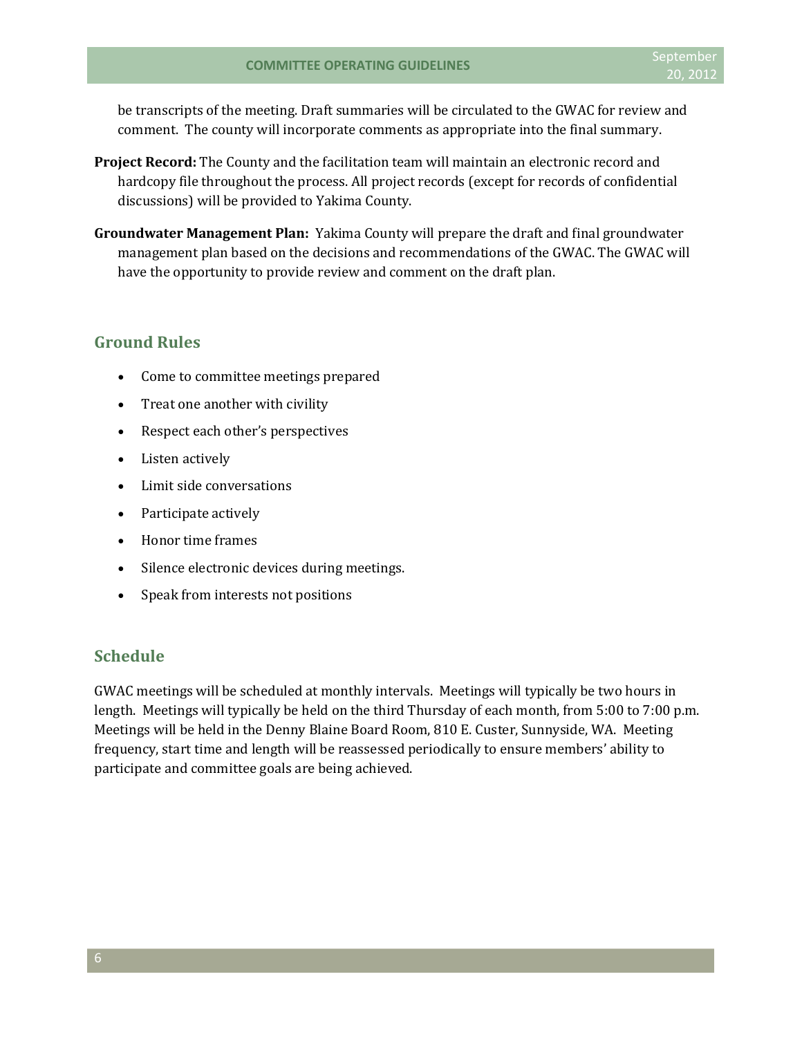be transcripts of the meeting. Draft summaries will be circulated to the GWAC for review and comment. The county will incorporate comments as appropriate into the final summary.

**Project Record:** The County and the facilitation team will maintain an electronic record and hardcopy file throughout the process. All project records (except for records of confidential discussions) will be provided to Yakima County.

**Groundwater Management Plan:** Yakima County will prepare the draft and final groundwater management plan based on the decisions and recommendations of the GWAC. The GWAC will have the opportunity to provide review and comment on the draft plan.

## Ground Rules

- Come to committee meetings prepared
- Treat one another with civility
- Respect each other's perspectives
- Listen actively
- Limit side conversations
- Participate actively
- Honor time frames
- Silence electronic devices during meetings.
- Speak from interests not positions

## Schedule

GWAC meetings will be scheduled at monthly intervals. Meetings will typically be two hours in length. Meetings will typically be held on the third Thursday of each month, from 5:00 to 7:00 p.m. Meetings will be held in the Denny Blaine Board Room, 810 E. Custer, Sunnyside, WA. Meeting frequency, start time and length will be reassessed periodically to ensure members' ability to participate and committee goals are being achieved.